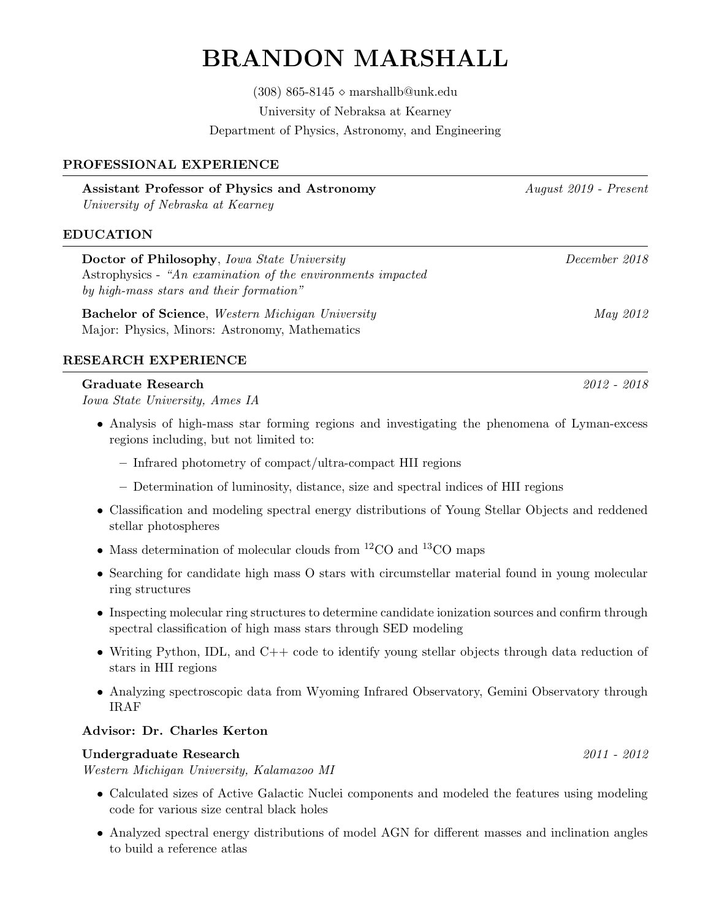# BRANDON MARSHALL

(308) 865-8145 ⋄ marshallb@unk.edu
University of Nebraksa at Kearney
Department of Physics, Astronomy, and Engineering

## PROFESSIONAL EXPERIENCE

**Assistant Professor of Physics and Astronomy** *August 2019 - Present*
*University of Nebraska at Kearney*

## EDUCATION

**Doctor of Philosophy**, *Iowa State University* *December 2018*
Astrophysics - *"An examination of the environments impacted by high-mass stars and their formation"*

**Bachelor of Science**, *Western Michigan University* *May 2012*
Major: Physics, Minors: Astronomy, Mathematics

## RESEARCH EXPERIENCE

**Graduate Research** *2012 - 2018*
*Iowa State University, Ames IA*

- Analysis of high-mass star forming regions and investigating the phenomena of Lyman-excess regions including, but not limited to:
  - Infrared photometry of compact/ultra-compact HII regions
  - Determination of luminosity, distance, size and spectral indices of HII regions
- Classification and modeling spectral energy distributions of Young Stellar Objects and reddened stellar photospheres
- Mass determination of molecular clouds from $^{12}$CO and $^{13}$CO maps
- Searching for candidate high mass O stars with circumstellar material found in young molecular ring structures
- Inspecting molecular ring structures to determine candidate ionization sources and confirm through spectral classification of high mass stars through SED modeling
- Writing Python, IDL, and C++ code to identify young stellar objects through data reduction of stars in HII regions
- Analyzing spectroscopic data from Wyoming Infrared Observatory, Gemini Observatory through IRAF

**Advisor: Dr. Charles Kerton**

**Undergraduate Research** *2011 - 2012*
*Western Michigan University, Kalamazoo MI*

- Calculated sizes of Active Galactic Nuclei components and modeled the features using modeling code for various size central black holes
- Analyzed spectral energy distributions of model AGN for different masses and inclination angles to build a reference atlas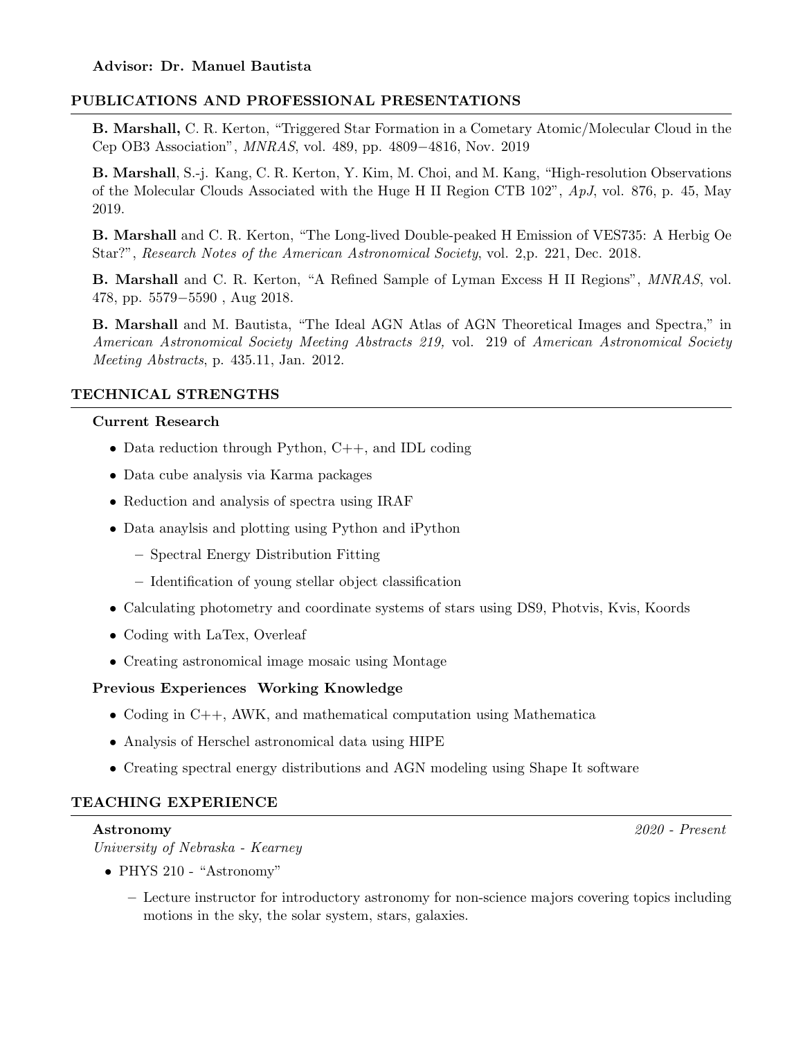**Advisor: Dr. Manuel Bautista**

## PUBLICATIONS AND PROFESSIONAL PRESENTATIONS

**B. Marshall,** C. R. Kerton, “Triggered Star Formation in a Cometary Atomic/Molecular Cloud in the Cep OB3 Association”, *MNRAS*, vol. 489, pp. 4809−4816, Nov. 2019

**B. Marshall**, S.-j. Kang, C. R. Kerton, Y. Kim, M. Choi, and M. Kang, “High-resolution Observations of the Molecular Clouds Associated with the Huge H II Region CTB 102”, *ApJ*, vol. 876, p. 45, May 2019.

**B. Marshall** and C. R. Kerton, “The Long-lived Double-peaked H Emission of VES735: A Herbig Oe Star?”, *Research Notes of the American Astronomical Society*, vol. 2,p. 221, Dec. 2018.

**B. Marshall** and C. R. Kerton, “A Refined Sample of Lyman Excess H II Regions”, *MNRAS*, vol. 478, pp. 5579−5590 , Aug 2018.

**B. Marshall** and M. Bautista, “The Ideal AGN Atlas of AGN Theoretical Images and Spectra,” in *American Astronomical Society Meeting Abstracts 219,* vol. 219 of *American Astronomical Society Meeting Abstracts*, p. 435.11, Jan. 2012.

## TECHNICAL STRENGTHS

### Current Research

- Data reduction through Python, C++, and IDL coding
- Data cube analysis via Karma packages
- Reduction and analysis of spectra using IRAF
- Data anaylsis and plotting using Python and iPython
  - Spectral Energy Distribution Fitting
  - Identification of young stellar object classification
- Calculating photometry and coordinate systems of stars using DS9, Photvis, Kvis, Koords
- Coding with LaTex, Overleaf
- Creating astronomical image mosaic using Montage

### Previous Experiences Working Knowledge

- Coding in C++, AWK, and mathematical computation using Mathematica
- Analysis of Herschel astronomical data using HIPE
- Creating spectral energy distributions and AGN modeling using Shape It software

## TEACHING EXPERIENCE

**Astronomy** *2020 - Present*
*University of Nebraska - Kearney*

- PHYS 210 - “Astronomy”
  - Lecture instructor for introductory astronomy for non-science majors covering topics including motions in the sky, the solar system, stars, galaxies.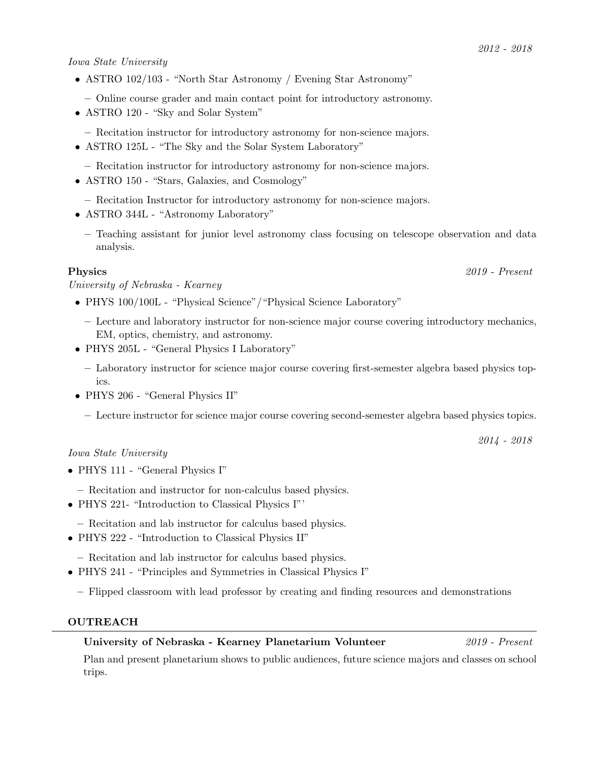*2012 - 2018*

*Iowa State University*

- ASTRO 102/103 - "North Star Astronomy / Evening Star Astronomy"
  - Online course grader and main contact point for introductory astronomy.
- ASTRO 120 - "Sky and Solar System"
  - Recitation instructor for introductory astronomy for non-science majors.
- ASTRO 125L - "The Sky and the Solar System Laboratory"
  - Recitation instructor for introductory astronomy for non-science majors.
- ASTRO 150 - "Stars, Galaxies, and Cosmology"
  - Recitation Instructor for introductory astronomy for non-science majors.
- ASTRO 344L - "Astronomy Laboratory"
  - Teaching assistant for junior level astronomy class focusing on telescope observation and data analysis.

**Physics** *2019 - Present*

*University of Nebraska - Kearney*

- PHYS 100/100L - "Physical Science"/"Physical Science Laboratory"
  - Lecture and laboratory instructor for non-science major course covering introductory mechanics, EM, optics, chemistry, and astronomy.
- PHYS 205L - "General Physics I Laboratory"
  - Laboratory instructor for science major course covering first-semester algebra based physics topics.
- PHYS 206 - "General Physics II"
  - Lecture instructor for science major course covering second-semester algebra based physics topics.

*2014 - 2018*

*Iowa State University*

- PHYS 111 - "General Physics I"
  - Recitation and instructor for non-calculus based physics.
- PHYS 221- "Introduction to Classical Physics I"'
  - Recitation and lab instructor for calculus based physics.
- PHYS 222 - "Introduction to Classical Physics II"
  - Recitation and lab instructor for calculus based physics.
- PHYS 241 - "Principles and Symmetries in Classical Physics I"
  - Flipped classroom with lead professor by creating and finding resources and demonstrations

## OUTREACH

**University of Nebraska - Kearney Planetarium Volunteer** *2019 - Present*

Plan and present planetarium shows to public audiences, future science majors and classes on school trips.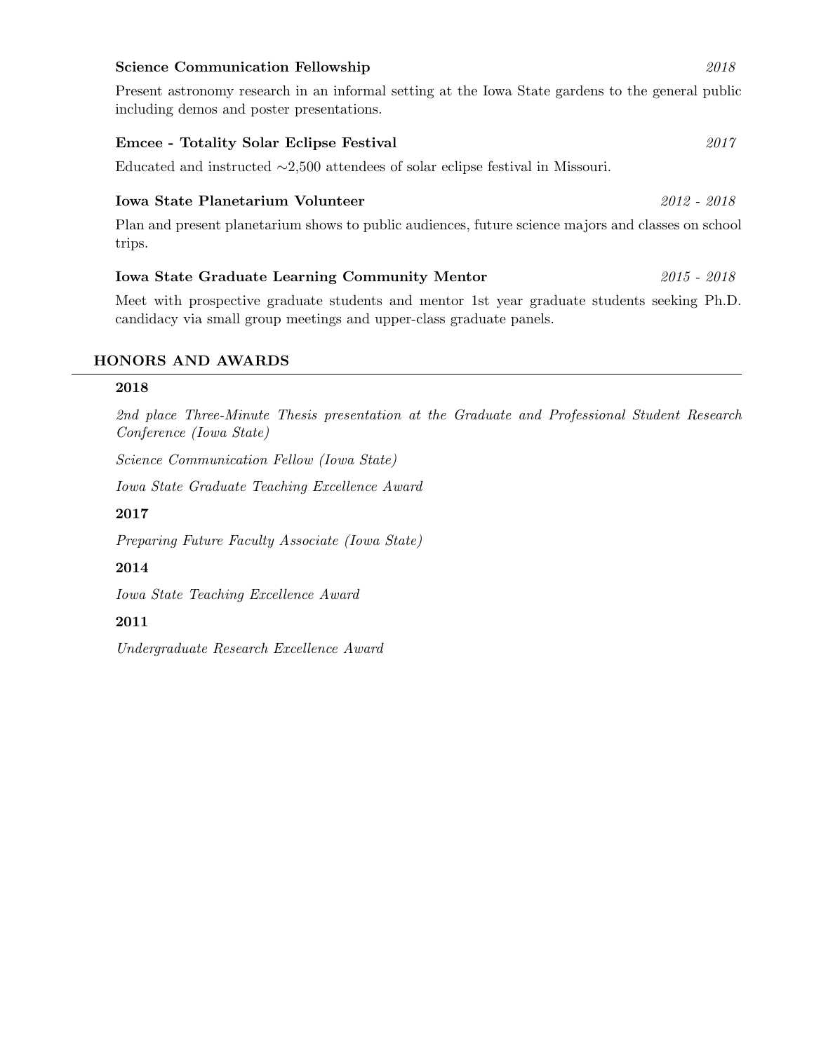**Science Communication Fellowship** *2018*

Present astronomy research in an informal setting at the Iowa State gardens to the general public including demos and poster presentations.

**Emcee - Totality Solar Eclipse Festival** *2017*

Educated and instructed ~2,500 attendees of solar eclipse festival in Missouri.

**Iowa State Planetarium Volunteer** *2012 - 2018*

Plan and present planetarium shows to public audiences, future science majors and classes on school trips.

**Iowa State Graduate Learning Community Mentor** *2015 - 2018*

Meet with prospective graduate students and mentor 1st year graduate students seeking Ph.D. candidacy via small group meetings and upper-class graduate panels.

## HONORS AND AWARDS

**2018**

*2nd place Three-Minute Thesis presentation at the Graduate and Professional Student Research Conference (Iowa State)*

*Science Communication Fellow (Iowa State)*

*Iowa State Graduate Teaching Excellence Award*

**2017**

*Preparing Future Faculty Associate (Iowa State)*

**2014**

*Iowa State Teaching Excellence Award*

**2011**

*Undergraduate Research Excellence Award*